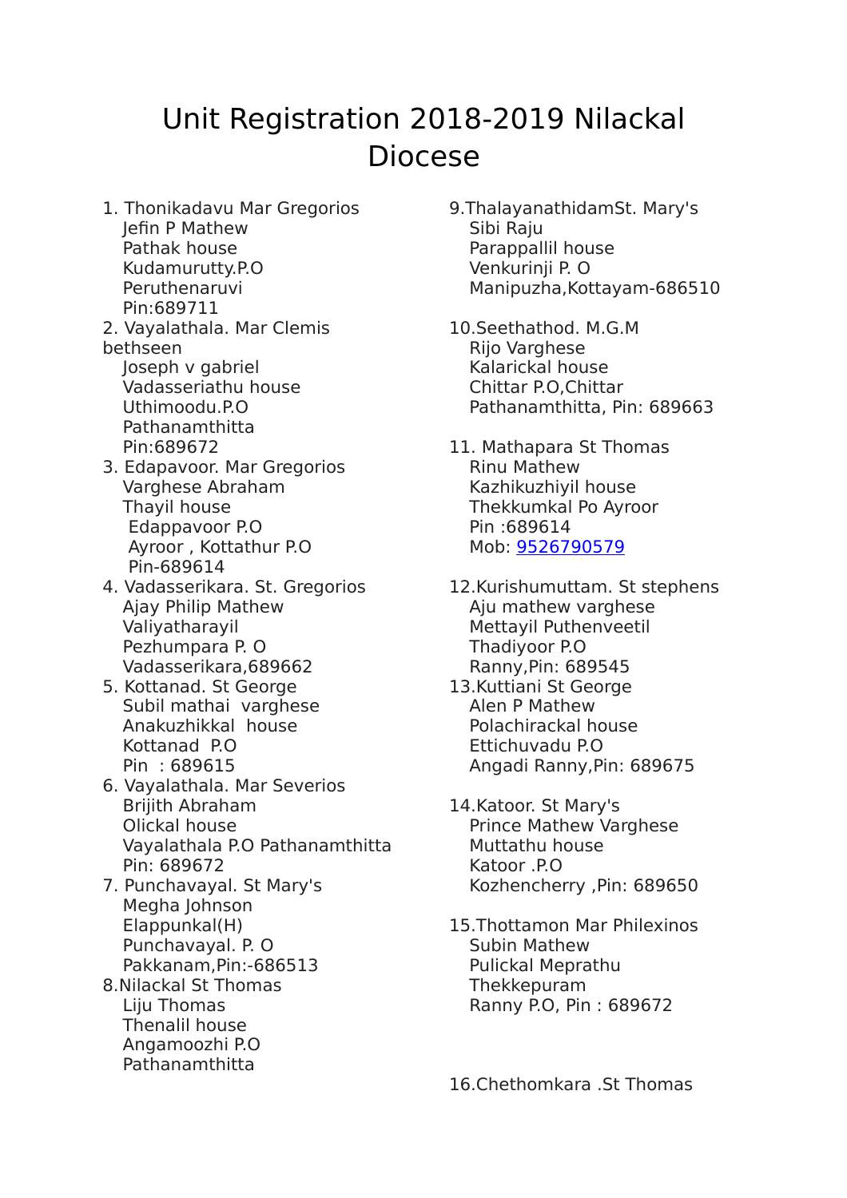# Unit Registration 2018-2019 Nilackal Diocese

1. Thonikadavu Mar Gregorios
   Jefin P Mathew
   Pathak house
   Kudamurutty.P.O
   Peruthenaruvi
   Pin:689711
2. Vayalathala. Mar Clemis bethseen
   Joseph v gabriel
   Vadasseriathu house
   Uthimoodu.P.O
   Pathanamthitta
   Pin:689672
3. Edapavoor. Mar Gregorios
   Varghese Abraham
   Thayil house
   Edappavoor P.O
   Ayroor , Kottathur P.O
   Pin-689614
4. Vadasserikara. St. Gregorios
   Ajay Philip Mathew
   Valiyatharayil
   Pezhumpara P. O
   Vadasserikara,689662
5. Kottanad. St George
   Subil mathai varghese
   Anakuzhikkal house
   Kottanad P.O
   Pin : 689615
6. Vayalathala. Mar Severios
   Brijith Abraham
   Olickal house
   Vayalathala P.O Pathanamthitta
   Pin: 689672
7. Punchavayal. St Mary's
   Megha Johnson
   Elappunkal(H)
   Punchavayal. P. O
   Pakkanam,Pin:-686513
8. Nilackal St Thomas
   Liju Thomas
   Thenalil house
   Angamoozhi P.O
   Pathanamthitta
9. ThalayanathidamSt. Mary's
   Sibi Raju
   Parappallil house
   Venkurinji P. O
   Manipuzha,Kottayam-686510
10. Seethathod. M.G.M
    Rijo Varghese
    Kalarickal house
    Chittar P.O,Chittar
    Pathanamthitta, Pin: 689663
11. Mathapara St Thomas
    Rinu Mathew
    Kazhikuzhiyil house
    Thekkumkal Po Ayroor
    Pin :689614
    Mob: 9526790579
12. Kurishumuttam. St stephens
    Aju mathew varghese
    Mettayil Puthenveetil
    Thadiyoor P.O
    Ranny,Pin: 689545
13. Kuttiani St George
    Alen P Mathew
    Polachirackal house
    Ettichuvadu P.O
    Angadi Ranny,Pin: 689675
14. Katoor. St Mary's
    Prince Mathew Varghese
    Muttathu house
    Katoor .P.O
    Kozhencherry ,Pin: 689650
15. Thottamon Mar Philexinos
    Subin Mathew
    Pulickal Meprathu
    Thekkepuram
    Ranny P.O, Pin : 689672
16. Chethomkara .St Thomas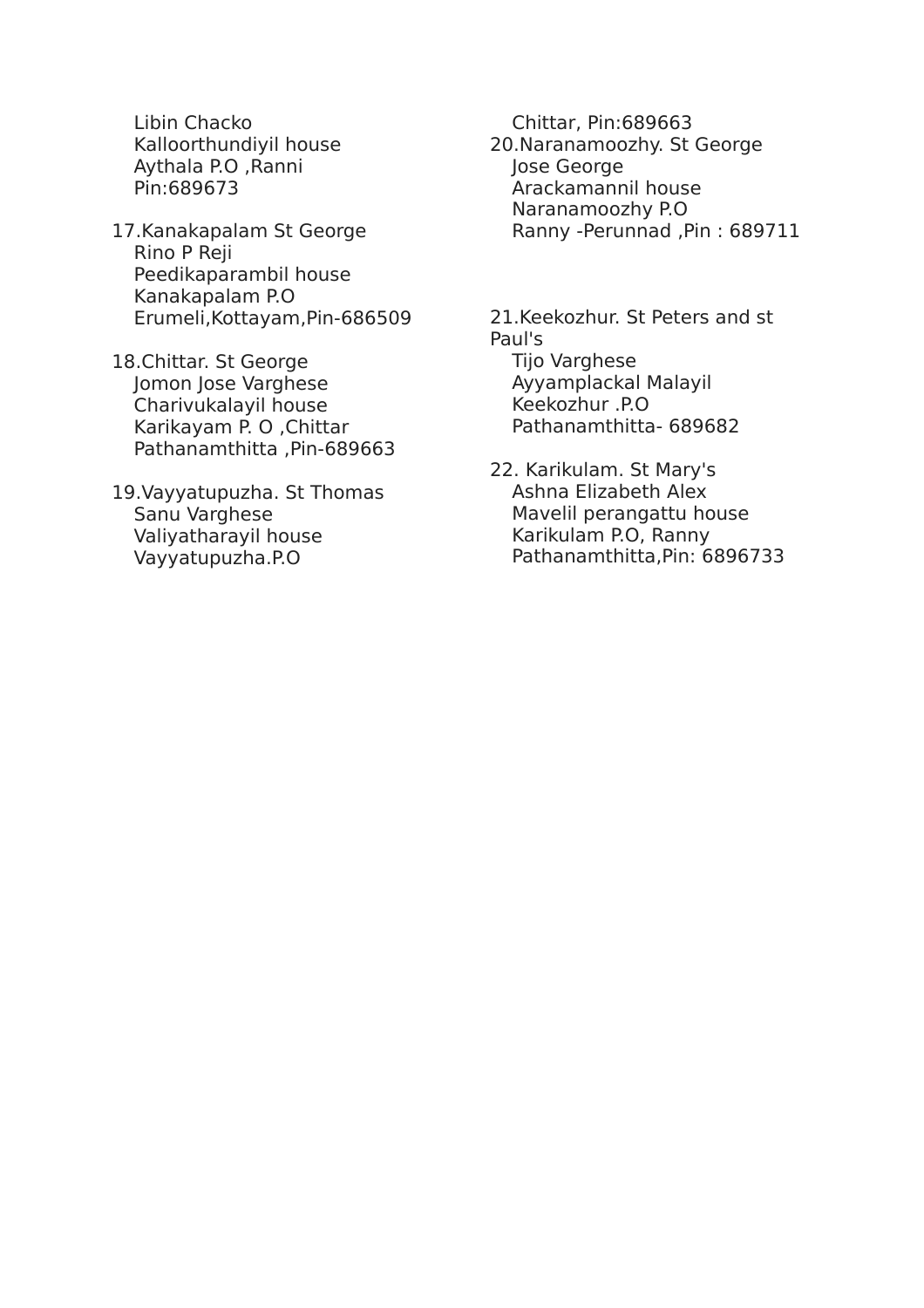Libin Chacko
Kalloorthundiyil house
Aythala P.O ,Ranni
Pin:689673

17.Kanakapalam St George
Rino P Reji
Peedikaparambil house
Kanakapalam P.O
Erumeli,Kottayam,Pin-686509

18.Chittar. St George
Jomon Jose Varghese
Charivukalayil house
Karikayam P. O ,Chittar
Pathanamthitta ,Pin-689663

19.Vayyatupuzha. St Thomas
Sanu Varghese
Valiyatharayil house
Vayyatupuzha.P.O
Chittar, Pin:689663

20.Naranamoozhy. St George
Jose George
Arackamannil house
Naranamoozhy P.O
Ranny -Perunnad ,Pin : 689711

21.Keekozhur. St Peters and st Paul's
Tijo Varghese
Ayyamplackal Malayil
Keekozhur .P.O
Pathanamthitta- 689682

22. Karikulam. St Mary's
Ashna Elizabeth Alex
Mavelil perangattu house
Karikulam P.O, Ranny
Pathanamthitta,Pin: 6896733